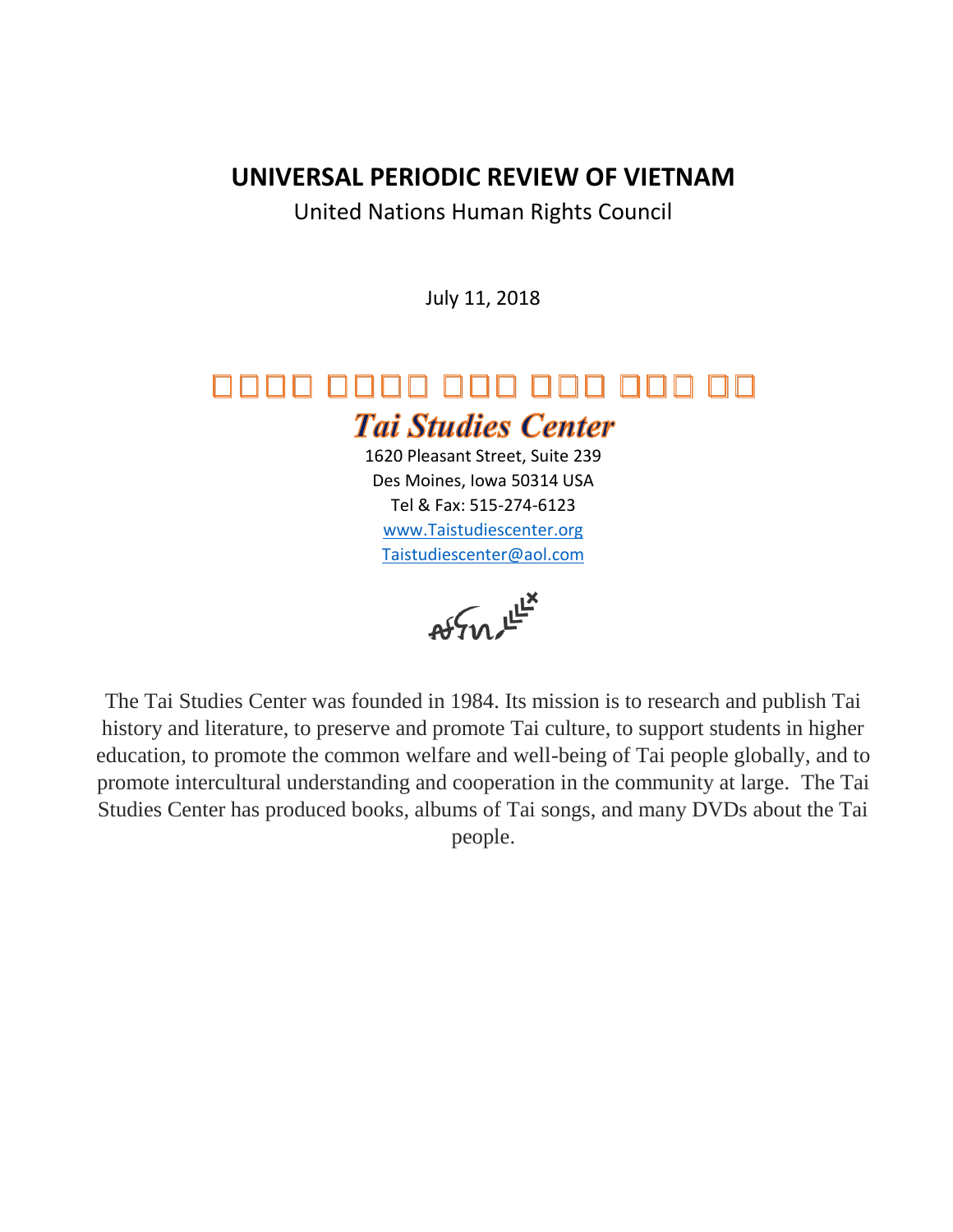# UNIVERSAL PERIODIC REVIEW OF VIETNAM

United Nations Human Rights Council

July 11, 2018

## *Tai Studies Center*

1620 Pleasant Street, Suite 239
Des Moines, Iowa 50314 USA
Tel & Fax: 515-274-6123
www.Taistudiescenter.org
Taistudiescenter@aol.com

The Tai Studies Center was founded in 1984. Its mission is to research and publish Tai history and literature, to preserve and promote Tai culture, to support students in higher education, to promote the common welfare and well-being of Tai people globally, and to promote intercultural understanding and cooperation in the community at large. The Tai Studies Center has produced books, albums of Tai songs, and many DVDs about the Tai people.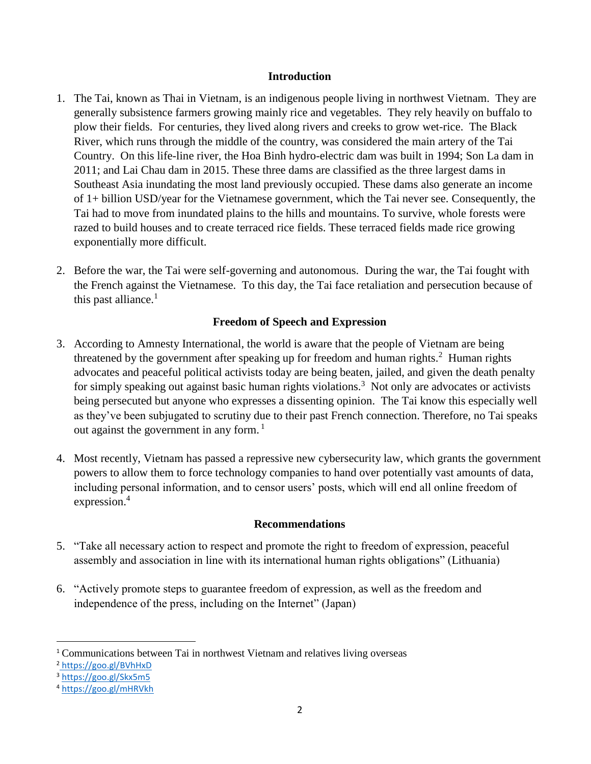## Introduction

1. The Tai, known as Thai in Vietnam, is an indigenous people living in northwest Vietnam. They are generally subsistence farmers growing mainly rice and vegetables. They rely heavily on buffalo to plow their fields. For centuries, they lived along rivers and creeks to grow wet-rice. The Black River, which runs through the middle of the country, was considered the main artery of the Tai Country. On this life-line river, the Hoa Binh hydro-electric dam was built in 1994; Son La dam in 2011; and Lai Chau dam in 2015. These three dams are classified as the three largest dams in Southeast Asia inundating the most land previously occupied. These dams also generate an income of 1+ billion USD/year for the Vietnamese government, which the Tai never see. Consequently, the Tai had to move from inundated plains to the hills and mountains. To survive, whole forests were razed to build houses and to create terraced rice fields. These terraced fields made rice growing exponentially more difficult.

2. Before the war, the Tai were self-governing and autonomous. During the war, the Tai fought with the French against the Vietnamese. To this day, the Tai face retaliation and persecution because of this past alliance.[1]

## Freedom of Speech and Expression

3. According to Amnesty International, the world is aware that the people of Vietnam are being threatened by the government after speaking up for freedom and human rights.[2] Human rights advocates and peaceful political activists today are being beaten, jailed, and given the death penalty for simply speaking out against basic human rights violations.[3] Not only are advocates or activists being persecuted but anyone who expresses a dissenting opinion. The Tai know this especially well as they've been subjugated to scrutiny due to their past French connection. Therefore, no Tai speaks out against the government in any form.[1]

4. Most recently, Vietnam has passed a repressive new cybersecurity law, which grants the government powers to allow them to force technology companies to hand over potentially vast amounts of data, including personal information, and to censor users' posts, which will end all online freedom of expression.[4]

## Recommendations

5. "Take all necessary action to respect and promote the right to freedom of expression, peaceful assembly and association in line with its international human rights obligations" (Lithuania)

6. "Actively promote steps to guarantee freedom of expression, as well as the freedom and independence of the press, including on the Internet" (Japan)

---

[1] Communications between Tai in northwest Vietnam and relatives living overseas

[2] https://goo.gl/BVhHxD

[3] https://goo.gl/Skx5m5

[4] https://goo.gl/mHRVkh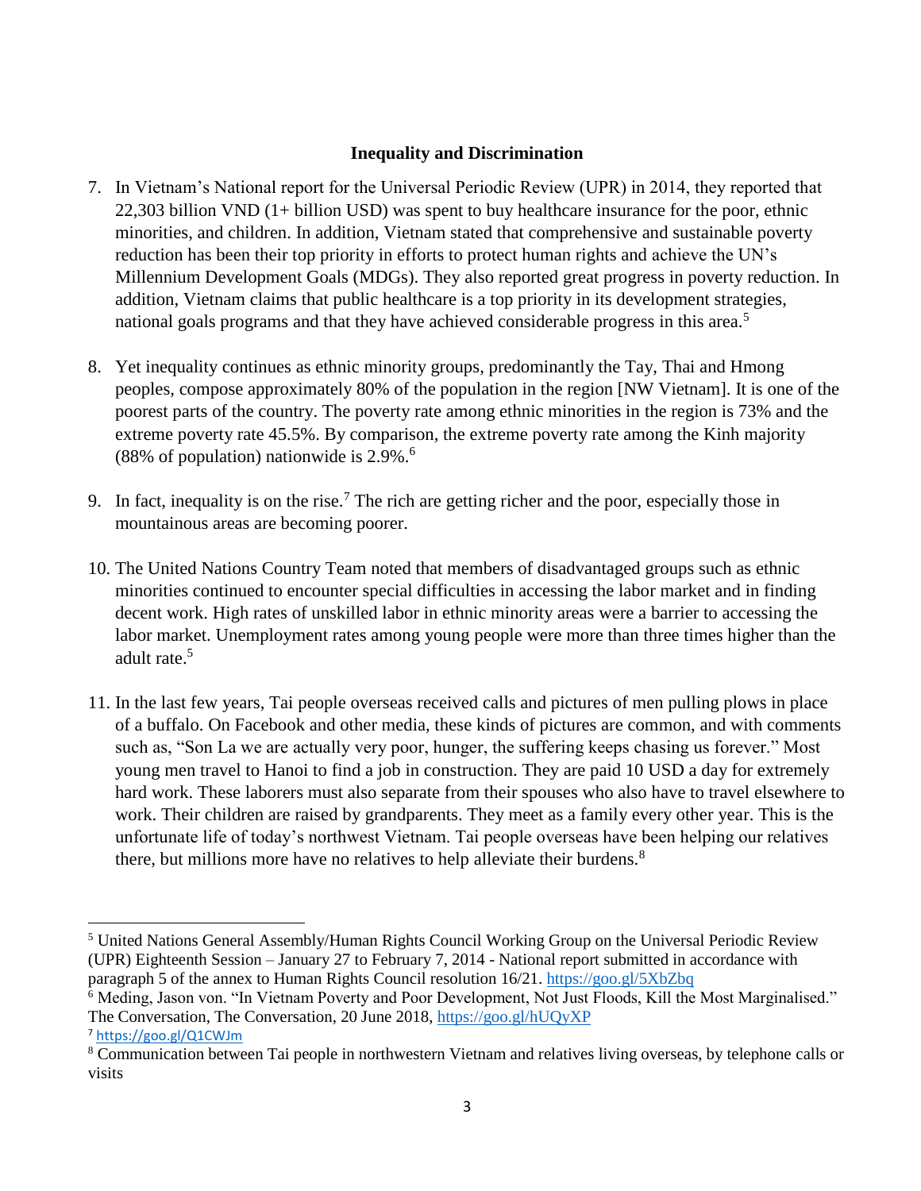## Inequality and Discrimination

7. In Vietnam's National report for the Universal Periodic Review (UPR) in 2014, they reported that 22,303 billion VND (1+ billion USD) was spent to buy healthcare insurance for the poor, ethnic minorities, and children. In addition, Vietnam stated that comprehensive and sustainable poverty reduction has been their top priority in efforts to protect human rights and achieve the UN's Millennium Development Goals (MDGs). They also reported great progress in poverty reduction. In addition, Vietnam claims that public healthcare is a top priority in its development strategies, national goals programs and that they have achieved considerable progress in this area.[5]

8. Yet inequality continues as ethnic minority groups, predominantly the Tay, Thai and Hmong peoples, compose approximately 80% of the population in the region [NW Vietnam]. It is one of the poorest parts of the country. The poverty rate among ethnic minorities in the region is 73% and the extreme poverty rate 45.5%. By comparison, the extreme poverty rate among the Kinh majority (88% of population) nationwide is 2.9%.[6]

9. In fact, inequality is on the rise.[7] The rich are getting richer and the poor, especially those in mountainous areas are becoming poorer.

10. The United Nations Country Team noted that members of disadvantaged groups such as ethnic minorities continued to encounter special difficulties in accessing the labor market and in finding decent work. High rates of unskilled labor in ethnic minority areas were a barrier to accessing the labor market. Unemployment rates among young people were more than three times higher than the adult rate.[5]

11. In the last few years, Tai people overseas received calls and pictures of men pulling plows in place of a buffalo. On Facebook and other media, these kinds of pictures are common, and with comments such as, "Son La we are actually very poor, hunger, the suffering keeps chasing us forever." Most young men travel to Hanoi to find a job in construction. They are paid 10 USD a day for extremely hard work. These laborers must also separate from their spouses who also have to travel elsewhere to work. Their children are raised by grandparents. They meet as a family every other year. This is the unfortunate life of today's northwest Vietnam. Tai people overseas have been helping our relatives there, but millions more have no relatives to help alleviate their burdens.[8]

---

[5] United Nations General Assembly/Human Rights Council Working Group on the Universal Periodic Review (UPR) Eighteenth Session – January 27 to February 7, 2014 - National report submitted in accordance with paragraph 5 of the annex to Human Rights Council resolution 16/21. https://goo.gl/5XbZbq

[6] Meding, Jason von. "In Vietnam Poverty and Poor Development, Not Just Floods, Kill the Most Marginalised." The Conversation, The Conversation, 20 June 2018, https://goo.gl/hUQyXP

[7] https://goo.gl/Q1CWJm

[8] Communication between Tai people in northwestern Vietnam and relatives living overseas, by telephone calls or visits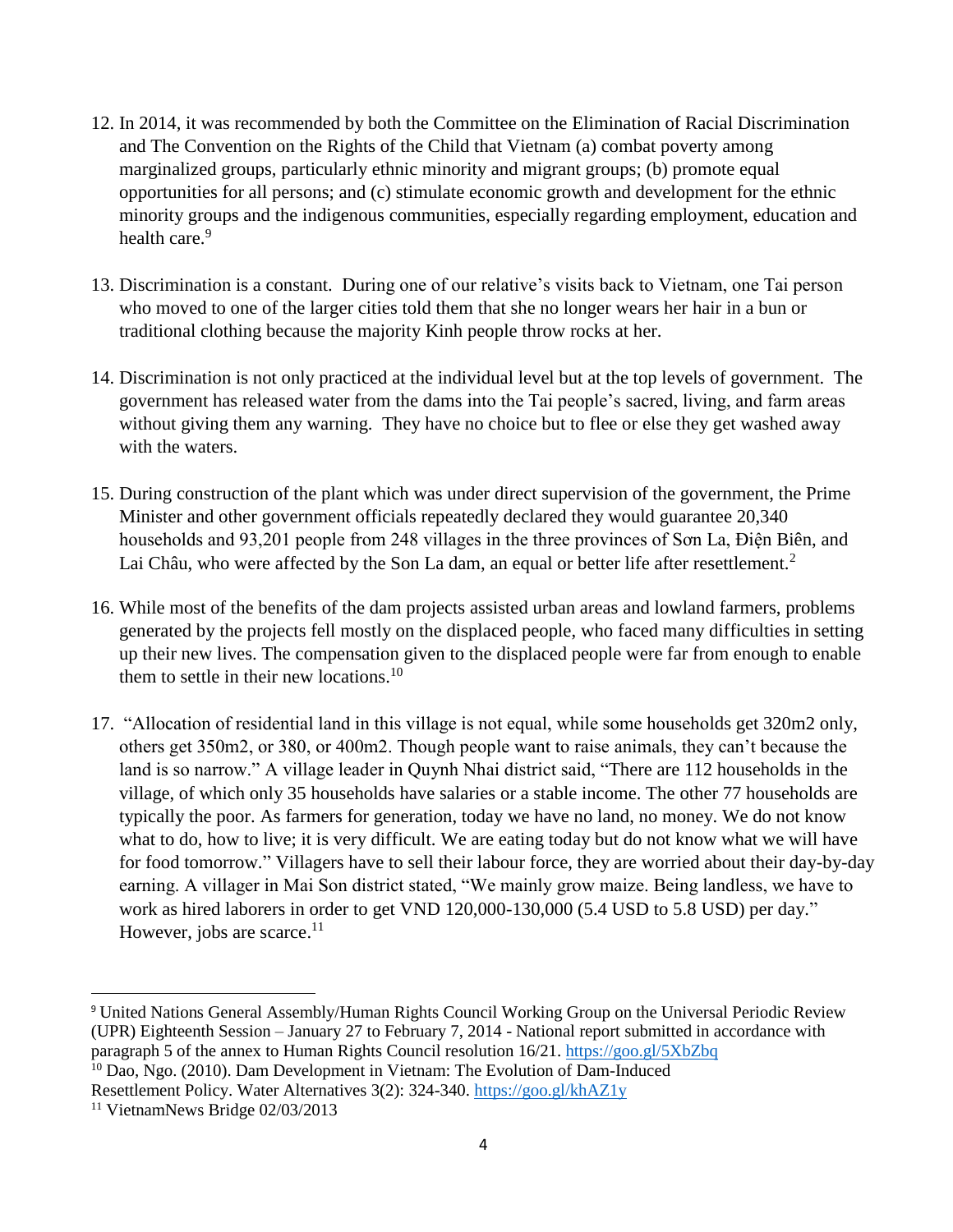12. In 2014, it was recommended by both the Committee on the Elimination of Racial Discrimination and The Convention on the Rights of the Child that Vietnam (a) combat poverty among marginalized groups, particularly ethnic minority and migrant groups; (b) promote equal opportunities for all persons; and (c) stimulate economic growth and development for the ethnic minority groups and the indigenous communities, especially regarding employment, education and health care.[9]

13. Discrimination is a constant. During one of our relative's visits back to Vietnam, one Tai person who moved to one of the larger cities told them that she no longer wears her hair in a bun or traditional clothing because the majority Kinh people throw rocks at her.

14. Discrimination is not only practiced at the individual level but at the top levels of government. The government has released water from the dams into the Tai people's sacred, living, and farm areas without giving them any warning. They have no choice but to flee or else they get washed away with the waters.

15. During construction of the plant which was under direct supervision of the government, the Prime Minister and other government officials repeatedly declared they would guarantee 20,340 households and 93,201 people from 248 villages in the three provinces of Sơn La, Điện Biên, and Lai Châu, who were affected by the Son La dam, an equal or better life after resettlement.[2]

16. While most of the benefits of the dam projects assisted urban areas and lowland farmers, problems generated by the projects fell mostly on the displaced people, who faced many difficulties in setting up their new lives. The compensation given to the displaced people were far from enough to enable them to settle in their new locations.[10]

17. "Allocation of residential land in this village is not equal, while some households get 320m2 only, others get 350m2, or 380, or 400m2. Though people want to raise animals, they can't because the land is so narrow." A village leader in Quynh Nhai district said, "There are 112 households in the village, of which only 35 households have salaries or a stable income. The other 77 households are typically the poor. As farmers for generation, today we have no land, no money. We do not know what to do, how to live; it is very difficult. We are eating today but do not know what we will have for food tomorrow." Villagers have to sell their labour force, they are worried about their day-by-day earning. A villager in Mai Son district stated, "We mainly grow maize. Being landless, we have to work as hired laborers in order to get VND 120,000-130,000 (5.4 USD to 5.8 USD) per day." However, jobs are scarce.[11]

---

[9] United Nations General Assembly/Human Rights Council Working Group on the Universal Periodic Review (UPR) Eighteenth Session – January 27 to February 7, 2014 - National report submitted in accordance with paragraph 5 of the annex to Human Rights Council resolution 16/21. https://goo.gl/5XbZbq

[10] Dao, Ngo. (2010). Dam Development in Vietnam: The Evolution of Dam-Induced Resettlement Policy. Water Alternatives 3(2): 324-340. https://goo.gl/khAZ1y

[11] VietnamNews Bridge 02/03/2013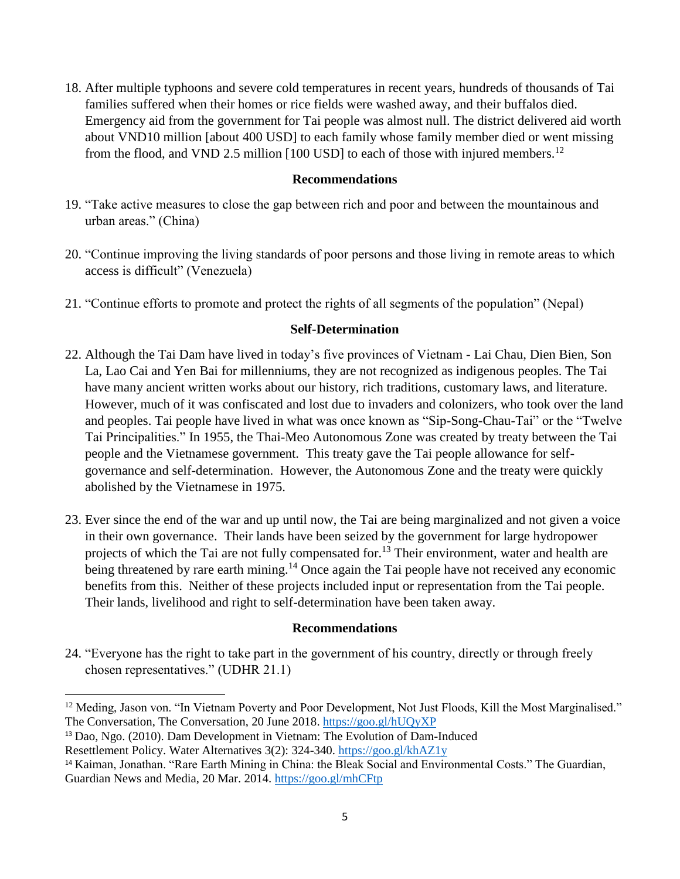18. After multiple typhoons and severe cold temperatures in recent years, hundreds of thousands of Tai families suffered when their homes or rice fields were washed away, and their buffalos died. Emergency aid from the government for Tai people was almost null. The district delivered aid worth about VND10 million [about 400 USD] to each family whose family member died or went missing from the flood, and VND 2.5 million [100 USD] to each of those with injured members.[12]

### Recommendations

19. "Take active measures to close the gap between rich and poor and between the mountainous and urban areas." (China)

20. "Continue improving the living standards of poor persons and those living in remote areas to which access is difficult" (Venezuela)

21. "Continue efforts to promote and protect the rights of all segments of the population" (Nepal)

### Self-Determination

22. Although the Tai Dam have lived in today's five provinces of Vietnam - Lai Chau, Dien Bien, Son La, Lao Cai and Yen Bai for millenniums, they are not recognized as indigenous peoples. The Tai have many ancient written works about our history, rich traditions, customary laws, and literature. However, much of it was confiscated and lost due to invaders and colonizers, who took over the land and peoples. Tai people have lived in what was once known as "Sip-Song-Chau-Tai" or the "Twelve Tai Principalities." In 1955, the Thai-Meo Autonomous Zone was created by treaty between the Tai people and the Vietnamese government. This treaty gave the Tai people allowance for self-governance and self-determination. However, the Autonomous Zone and the treaty were quickly abolished by the Vietnamese in 1975.

23. Ever since the end of the war and up until now, the Tai are being marginalized and not given a voice in their own governance. Their lands have been seized by the government for large hydropower projects of which the Tai are not fully compensated for.[13] Their environment, water and health are being threatened by rare earth mining.[14] Once again the Tai people have not received any economic benefits from this. Neither of these projects included input or representation from the Tai people. Their lands, livelihood and right to self-determination have been taken away.

### Recommendations

24. "Everyone has the right to take part in the government of his country, directly or through freely chosen representatives." (UDHR 21.1)

---

[12] Meding, Jason von. "In Vietnam Poverty and Poor Development, Not Just Floods, Kill the Most Marginalised." The Conversation, The Conversation, 20 June 2018. https://goo.gl/hUQyXP

[13] Dao, Ngo. (2010). Dam Development in Vietnam: The Evolution of Dam-Induced Resettlement Policy. Water Alternatives 3(2): 324-340. https://goo.gl/khAZ1y

[14] Kaiman, Jonathan. "Rare Earth Mining in China: the Bleak Social and Environmental Costs." The Guardian, Guardian News and Media, 20 Mar. 2014. https://goo.gl/mhCFtp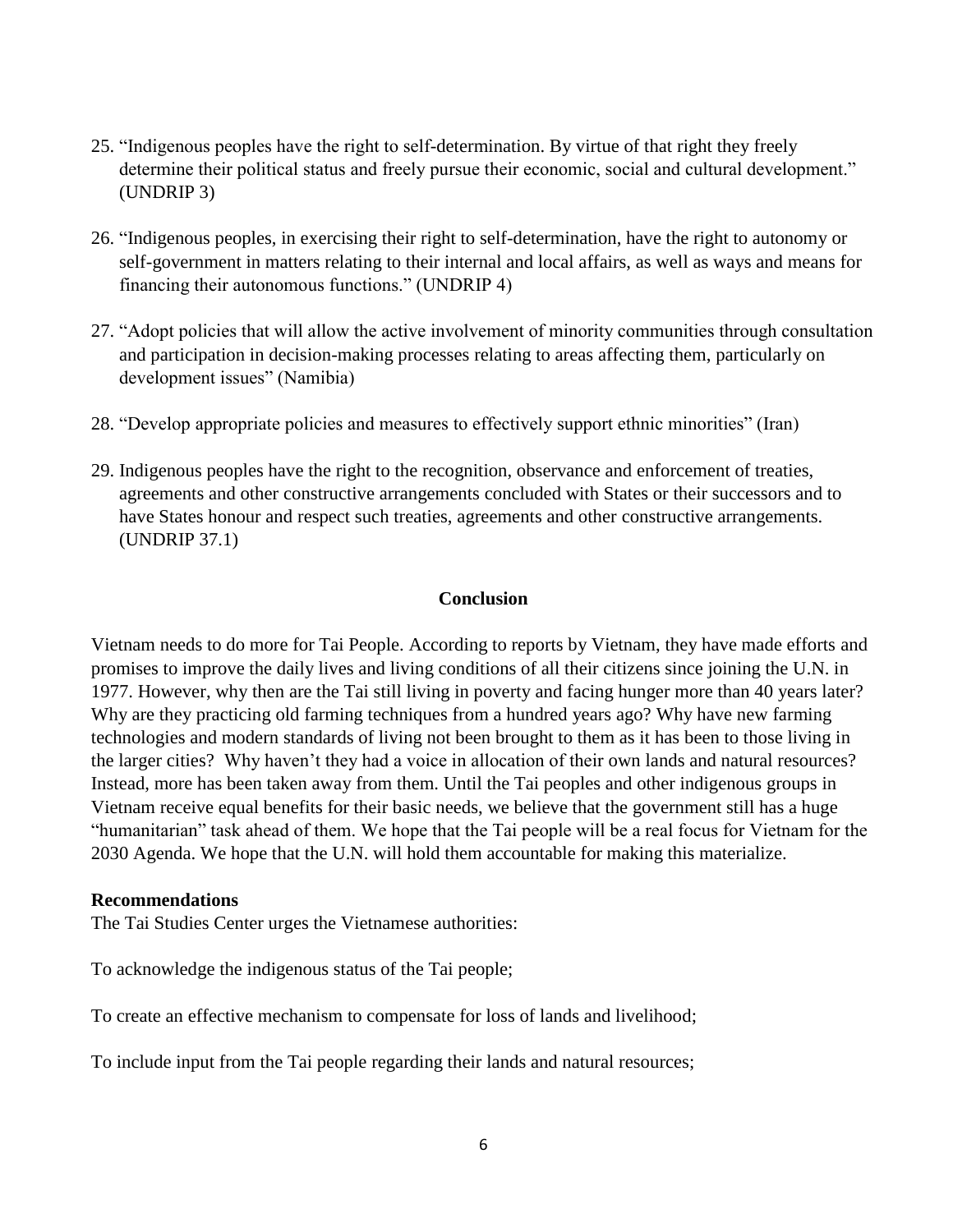25. "Indigenous peoples have the right to self-determination. By virtue of that right they freely determine their political status and freely pursue their economic, social and cultural development." (UNDRIP 3)

26. "Indigenous peoples, in exercising their right to self-determination, have the right to autonomy or self-government in matters relating to their internal and local affairs, as well as ways and means for financing their autonomous functions." (UNDRIP 4)

27. "Adopt policies that will allow the active involvement of minority communities through consultation and participation in decision-making processes relating to areas affecting them, particularly on development issues" (Namibia)

28. "Develop appropriate policies and measures to effectively support ethnic minorities" (Iran)

29. Indigenous peoples have the right to the recognition, observance and enforcement of treaties, agreements and other constructive arrangements concluded with States or their successors and to have States honour and respect such treaties, agreements and other constructive arrangements. (UNDRIP 37.1)

## Conclusion

Vietnam needs to do more for Tai People. According to reports by Vietnam, they have made efforts and promises to improve the daily lives and living conditions of all their citizens since joining the U.N. in 1977. However, why then are the Tai still living in poverty and facing hunger more than 40 years later? Why are they practicing old farming techniques from a hundred years ago? Why have new farming technologies and modern standards of living not been brought to them as it has been to those living in the larger cities? Why haven't they had a voice in allocation of their own lands and natural resources? Instead, more has been taken away from them. Until the Tai peoples and other indigenous groups in Vietnam receive equal benefits for their basic needs, we believe that the government still has a huge "humanitarian" task ahead of them. We hope that the Tai people will be a real focus for Vietnam for the 2030 Agenda. We hope that the U.N. will hold them accountable for making this materialize.

**Recommendations**

The Tai Studies Center urges the Vietnamese authorities:

To acknowledge the indigenous status of the Tai people;

To create an effective mechanism to compensate for loss of lands and livelihood;

To include input from the Tai people regarding their lands and natural resources;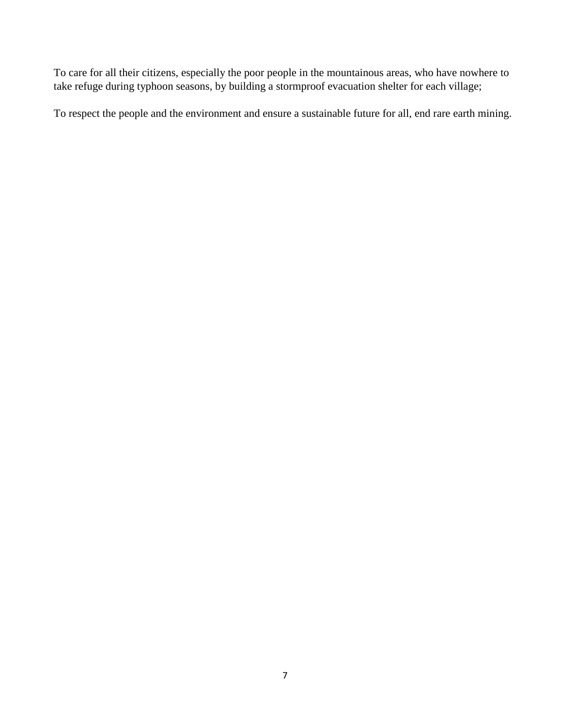To care for all their citizens, especially the poor people in the mountainous areas, who have nowhere to take refuge during typhoon seasons, by building a stormproof evacuation shelter for each village;

To respect the people and the environment and ensure a sustainable future for all, end rare earth mining.